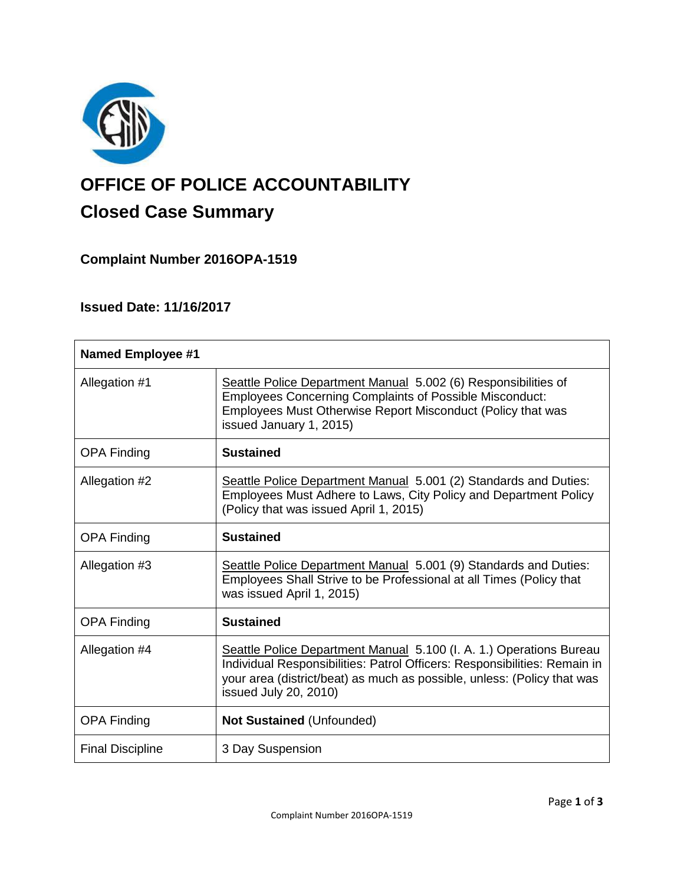# OFFICE OF POLICE ACCOUNTABILITY

## Closed Case Summary

### Complaint Number 2016OPA-1519

### Issued Date: 11/16/2017

| Named Employee #1 | |
|---|---|
| Allegation #1 | Seattle Police Department Manual 5.002 (6) Responsibilities of Employees Concerning Complaints of Possible Misconduct: Employees Must Otherwise Report Misconduct (Policy that was issued January 1, 2015) |
| OPA Finding | **Sustained** |
| Allegation #2 | Seattle Police Department Manual 5.001 (2) Standards and Duties: Employees Must Adhere to Laws, City Policy and Department Policy (Policy that was issued April 1, 2015) |
| OPA Finding | **Sustained** |
| Allegation #3 | Seattle Police Department Manual 5.001 (9) Standards and Duties: Employees Shall Strive to be Professional at all Times (Policy that was issued April 1, 2015) |
| OPA Finding | **Sustained** |
| Allegation #4 | Seattle Police Department Manual 5.100 (I. A. 1.) Operations Bureau Individual Responsibilities: Patrol Officers: Responsibilities: Remain in your area (district/beat) as much as possible, unless: (Policy that was issued July 20, 2010) |
| OPA Finding | **Not Sustained** (Unfounded) |
| Final Discipline | 3 Day Suspension |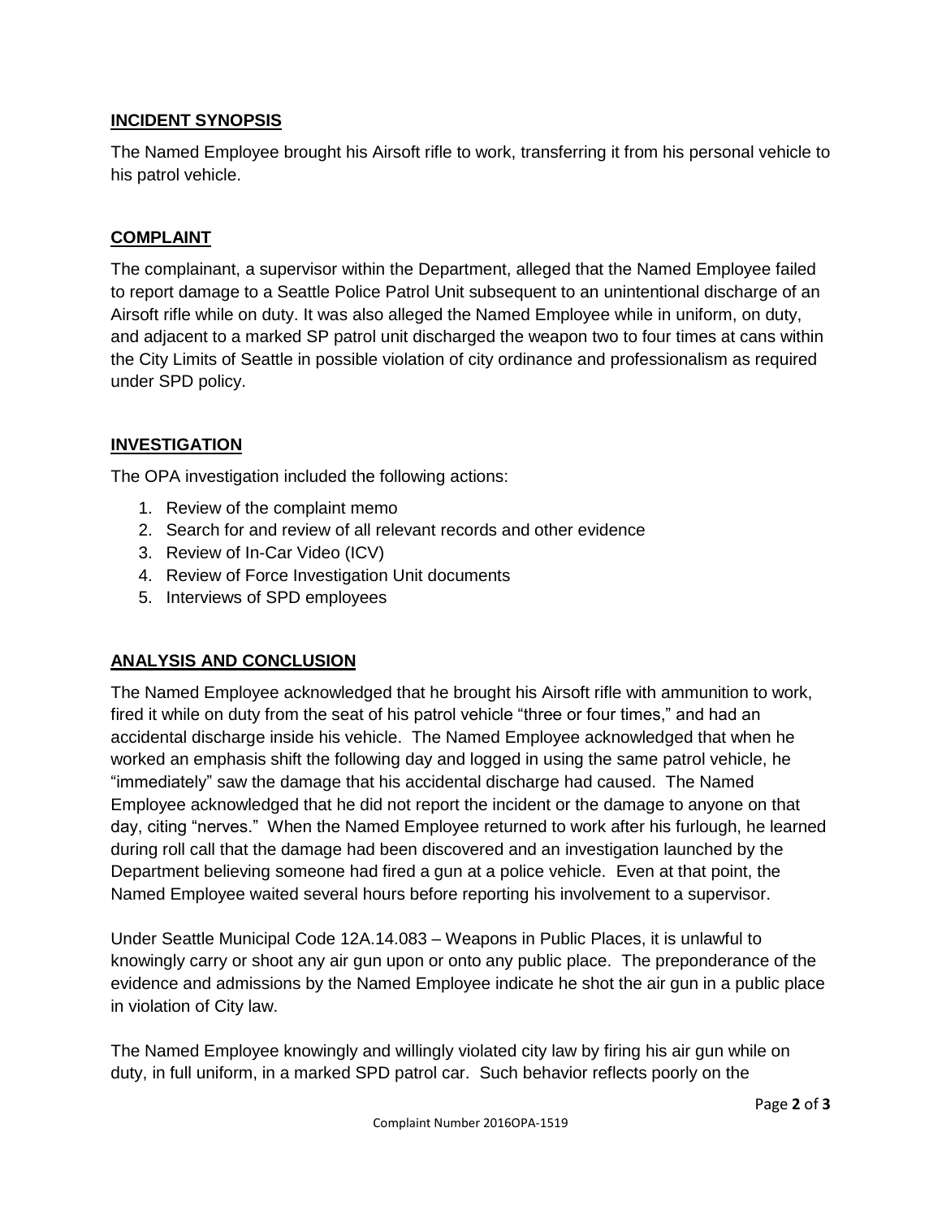## INCIDENT SYNOPSIS

The Named Employee brought his Airsoft rifle to work, transferring it from his personal vehicle to his patrol vehicle.

## COMPLAINT

The complainant, a supervisor within the Department, alleged that the Named Employee failed to report damage to a Seattle Police Patrol Unit subsequent to an unintentional discharge of an Airsoft rifle while on duty. It was also alleged the Named Employee while in uniform, on duty, and adjacent to a marked SP patrol unit discharged the weapon two to four times at cans within the City Limits of Seattle in possible violation of city ordinance and professionalism as required under SPD policy.

## INVESTIGATION

The OPA investigation included the following actions:

1. Review of the complaint memo
2. Search for and review of all relevant records and other evidence
3. Review of In-Car Video (ICV)
4. Review of Force Investigation Unit documents
5. Interviews of SPD employees

## ANALYSIS AND CONCLUSION

The Named Employee acknowledged that he brought his Airsoft rifle with ammunition to work, fired it while on duty from the seat of his patrol vehicle "three or four times," and had an accidental discharge inside his vehicle. The Named Employee acknowledged that when he worked an emphasis shift the following day and logged in using the same patrol vehicle, he "immediately" saw the damage that his accidental discharge had caused. The Named Employee acknowledged that he did not report the incident or the damage to anyone on that day, citing "nerves." When the Named Employee returned to work after his furlough, he learned during roll call that the damage had been discovered and an investigation launched by the Department believing someone had fired a gun at a police vehicle. Even at that point, the Named Employee waited several hours before reporting his involvement to a supervisor.

Under Seattle Municipal Code 12A.14.083 – Weapons in Public Places, it is unlawful to knowingly carry or shoot any air gun upon or onto any public place. The preponderance of the evidence and admissions by the Named Employee indicate he shot the air gun in a public place in violation of City law.

The Named Employee knowingly and willingly violated city law by firing his air gun while on duty, in full uniform, in a marked SPD patrol car. Such behavior reflects poorly on the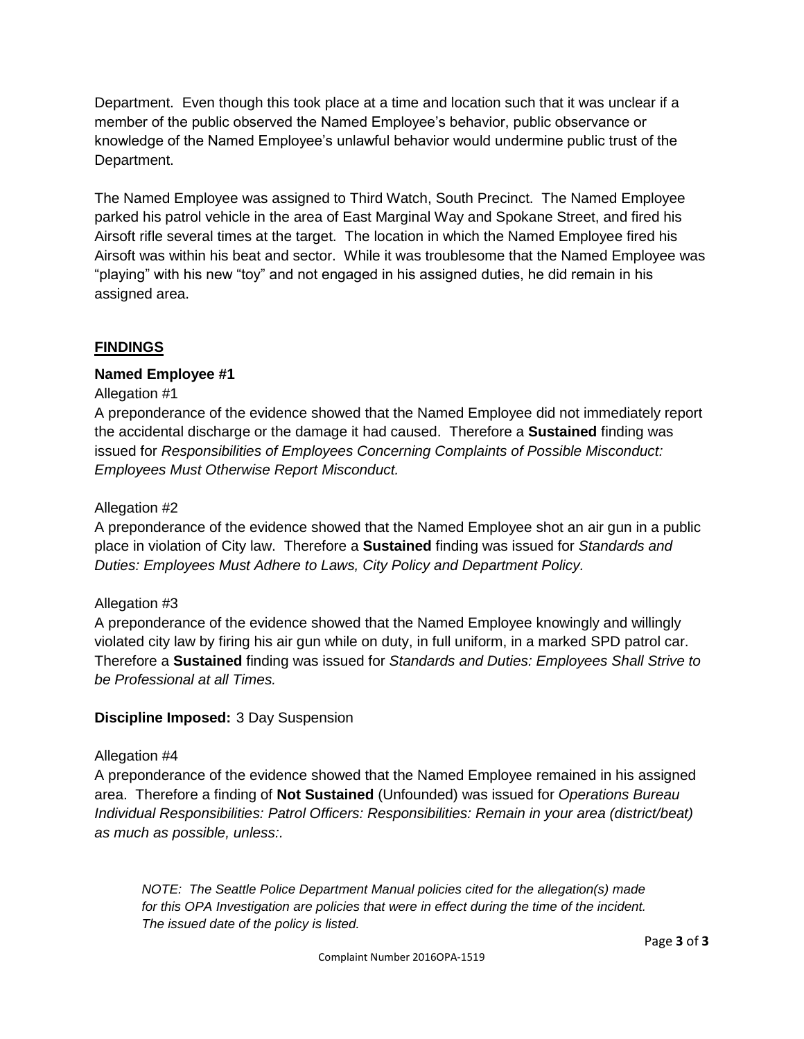Department. Even though this took place at a time and location such that it was unclear if a member of the public observed the Named Employee's behavior, public observance or knowledge of the Named Employee's unlawful behavior would undermine public trust of the Department.

The Named Employee was assigned to Third Watch, South Precinct. The Named Employee parked his patrol vehicle in the area of East Marginal Way and Spokane Street, and fired his Airsoft rifle several times at the target. The location in which the Named Employee fired his Airsoft was within his beat and sector. While it was troublesome that the Named Employee was "playing" with his new "toy" and not engaged in his assigned duties, he did remain in his assigned area.

## FINDINGS

**Named Employee #1**

Allegation #1

A preponderance of the evidence showed that the Named Employee did not immediately report the accidental discharge or the damage it had caused. Therefore a **Sustained** finding was issued for *Responsibilities of Employees Concerning Complaints of Possible Misconduct: Employees Must Otherwise Report Misconduct.*

Allegation #2

A preponderance of the evidence showed that the Named Employee shot an air gun in a public place in violation of City law. Therefore a **Sustained** finding was issued for *Standards and Duties: Employees Must Adhere to Laws, City Policy and Department Policy.*

Allegation #3

A preponderance of the evidence showed that the Named Employee knowingly and willingly violated city law by firing his air gun while on duty, in full uniform, in a marked SPD patrol car. Therefore a **Sustained** finding was issued for *Standards and Duties: Employees Shall Strive to be Professional at all Times.*

**Discipline Imposed:** 3 Day Suspension

Allegation #4

A preponderance of the evidence showed that the Named Employee remained in his assigned area. Therefore a finding of **Not Sustained** (Unfounded) was issued for *Operations Bureau Individual Responsibilities: Patrol Officers: Responsibilities: Remain in your area (district/beat) as much as possible, unless:.*

*NOTE: The Seattle Police Department Manual policies cited for the allegation(s) made for this OPA Investigation are policies that were in effect during the time of the incident. The issued date of the policy is listed.*

Complaint Number 2016OPA-1519